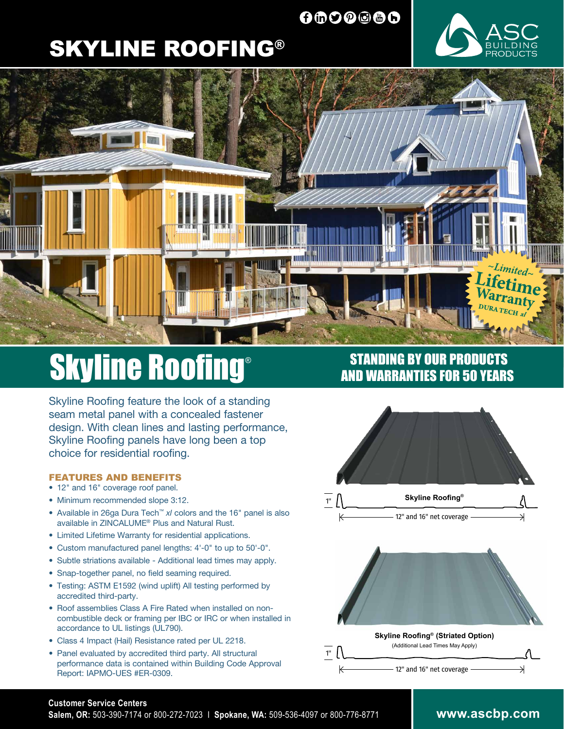# SKYLINE ROOFING®

ASC BUILDING PRODUCTS

~Limited~ Lifetime Warranty DURA TECH *xl*

# Skyline Roofing®

## STANDING BY OUR PRODUCTS AND WARRANTIES FOR 50 YEARS

Skyline Roofing feature the look of a standing seam metal panel with a concealed fastener design. With clean lines and lasting performance, Skyline Roofing panels have long been a top choice for residential roofing.

### FEATURES AND BENEFITS

- 12" and 16" coverage roof panel.
- Minimum recommended slope 3:12.
- Available in 26ga Dura Tech™ *xl* colors and the 16" panel is also available in ZINCALUME® Plus and Natural Rust.
- Limited Lifetime Warranty for residential applications.
- Custom manufactured panel lengths: 4'-0" to up to 50'-0".
- Subtle striations available - Additional lead times may apply.
- Snap-together panel, no field seaming required.
- Testing: ASTM E1592 (wind uplift) All testing performed by accredited third-party.
- Roof assemblies Class A Fire Rated when installed on non-combustible deck or framing per IBC or IRC or when installed in accordance to UL listings (UL790).
- Class 4 Impact (Hail) Resistance rated per UL 2218.
- Panel evaluated by accredited third party. All structural performance data is contained within Building Code Approval Report: IAPMO-UES #ER-0309.

**Skyline Roofing®**

1"

12" and 16" net coverage

**Skyline Roofing® (Striated Option)**

(Additional Lead Times May Apply)

1"

12" and 16" net coverage

**Customer Service Centers**

**Salem, OR:** 503-390-7174 or 800-272-7023 I **Spokane, WA:** 509-536-4097 or 800-776-8771

**www.ascbp.com**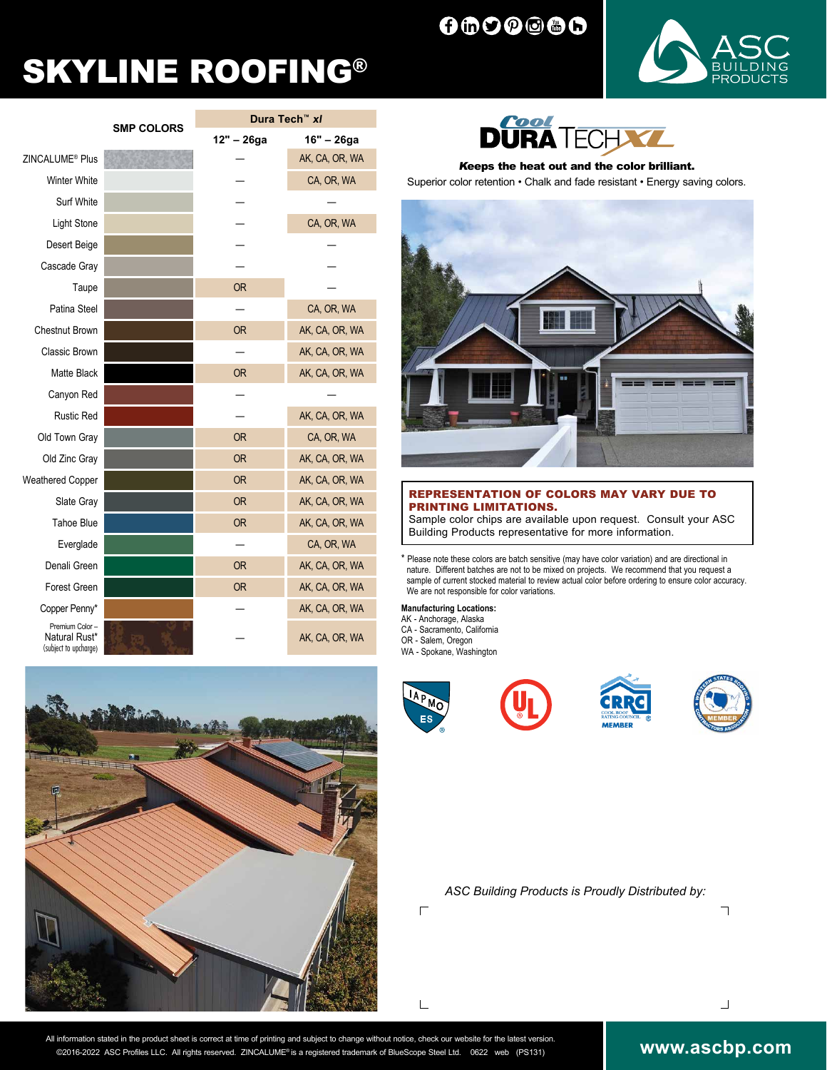# SKYLINE ROOFING®

| SMP COLORS | | Dura Tech™ *xl* | |
|---|---|---|---|
| | | 12" – 26ga | 16" – 26ga |
| ZINCALUME® Plus | | — | AK, CA, OR, WA |
| Winter White | | — | CA, OR, WA |
| Surf White | | — | — |
| Light Stone | | — | CA, OR, WA |
| Desert Beige | | — | — |
| Cascade Gray | | — | — |
| Taupe | | OR | — |
| Patina Steel | | — | CA, OR, WA |
| Chestnut Brown | | OR | AK, CA, OR, WA |
| Classic Brown | | — | AK, CA, OR, WA |
| Matte Black | | OR | AK, CA, OR, WA |
| Canyon Red | | — | — |
| Rustic Red | | — | AK, CA, OR, WA |
| Old Town Gray | | OR | CA, OR, WA |
| Old Zinc Gray | | OR | AK, CA, OR, WA |
| Weathered Copper | | OR | AK, CA, OR, WA |
| Slate Gray | | OR | AK, CA, OR, WA |
| Tahoe Blue | | OR | AK, CA, OR, WA |
| Everglade | | — | CA, OR, WA |
| Denali Green | | OR | AK, CA, OR, WA |
| Forest Green | | OR | AK, CA, OR, WA |
| Copper Penny* | | — | AK, CA, OR, WA |
| Premium Color – Natural Rust* (subject to upcharge) | | — | AK, CA, OR, WA |

**Cool DURATECH XL**

***Keeps the heat out and the color brilliant.***

Superior color retention • Chalk and fade resistant • Energy saving colors.

**REPRESENTATION OF COLORS MAY VARY DUE TO PRINTING LIMITATIONS.**
Sample color chips are available upon request. Consult your ASC Building Products representative for more information.

\* Please note these colors are batch sensitive (may have color variation) and are directional in nature. Different batches are not to be mixed on projects. We recommend that you request a sample of current stocked material to review actual color before ordering to ensure color accuracy. We are not responsible for color variations.

**Manufacturing Locations:**
AK - Anchorage, Alaska
CA - Sacramento, California
OR - Salem, Oregon
WA - Spokane, Washington

*ASC Building Products is Proudly Distributed by:*

All information stated in the product sheet is correct at time of printing and subject to change without notice, check our website for the latest version.
©2016-2022 ASC Profiles LLC. All rights reserved. ZINCALUME® is a registered trademark of BlueScope Steel Ltd. 0622 web (PS131)

**www.ascbp.com**